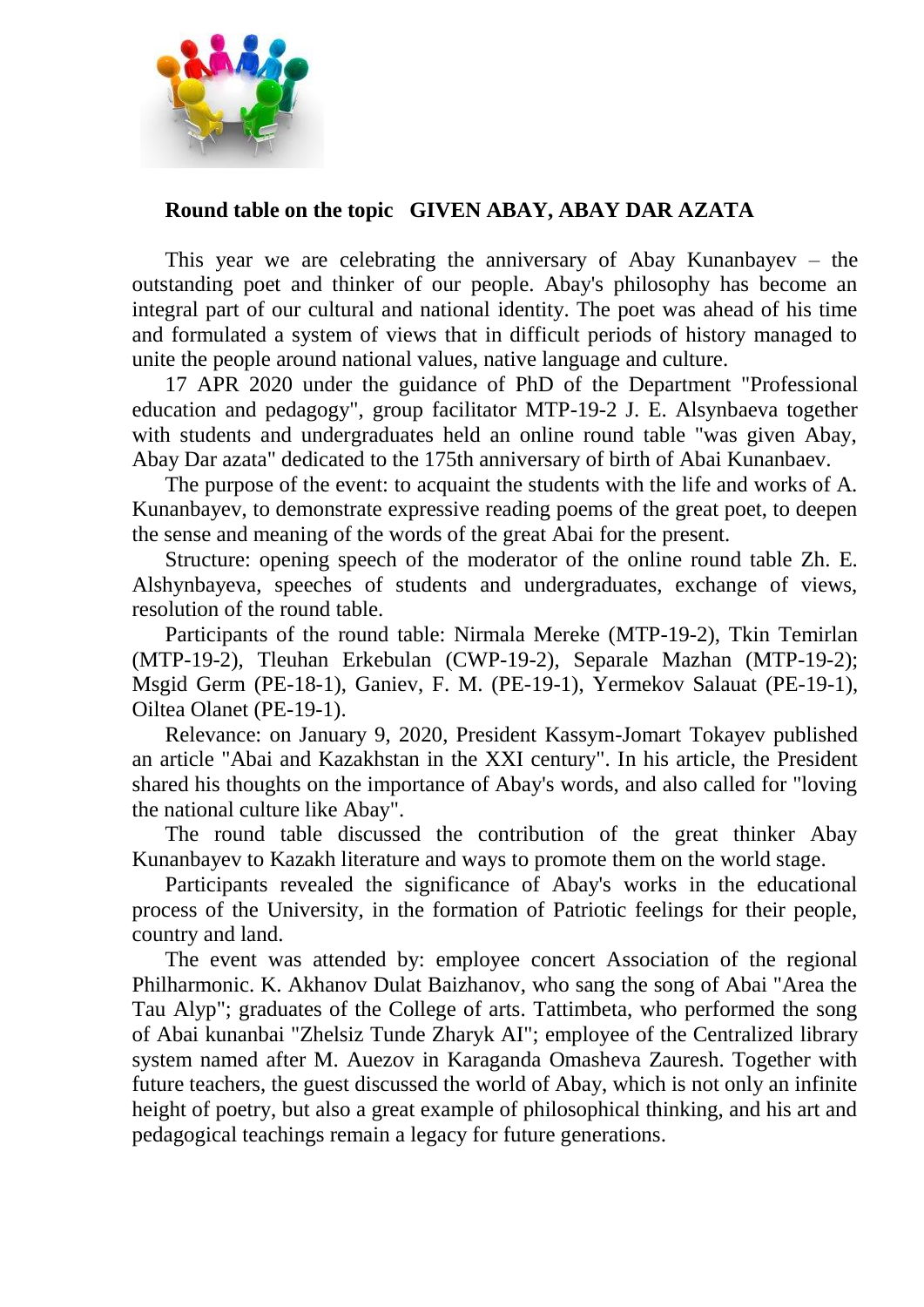## Round table on the topic GIVEN ABAY, ABAY DAR AZATA

This year we are celebrating the anniversary of Abay Kunanbayev – the outstanding poet and thinker of our people. Abay's philosophy has become an integral part of our cultural and national identity. The poet was ahead of his time and formulated a system of views that in difficult periods of history managed to unite the people around national values, native language and culture.

17 APR 2020 under the guidance of PhD of the Department "Professional education and pedagogy", group facilitator MTP-19-2 J. E. Alsynbaeva together with students and undergraduates held an online round table "was given Abay, Abay Dar azata" dedicated to the 175th anniversary of birth of Abai Kunanbaev.

The purpose of the event: to acquaint the students with the life and works of A. Kunanbayev, to demonstrate expressive reading poems of the great poet, to deepen the sense and meaning of the words of the great Abai for the present.

Structure: opening speech of the moderator of the online round table Zh. E. Alshynbayeva, speeches of students and undergraduates, exchange of views, resolution of the round table.

Participants of the round table: Nirmala Mereke (MTP-19-2), Tkin Temirlan (MTP-19-2), Tleuhan Erkebulan (CWP-19-2), Separale Mazhan (MTP-19-2); Msgid Germ (PE-18-1), Ganiev, F. M. (PE-19-1), Yermekov Salauat (PE-19-1), Oiltea Olanet (PE-19-1).

Relevance: on January 9, 2020, President Kassym-Jomart Tokayev published an article "Abai and Kazakhstan in the XXI century". In his article, the President shared his thoughts on the importance of Abay's words, and also called for "loving the national culture like Abay".

The round table discussed the contribution of the great thinker Abay Kunanbayev to Kazakh literature and ways to promote them on the world stage.

Participants revealed the significance of Abay's works in the educational process of the University, in the formation of Patriotic feelings for their people, country and land.

The event was attended by: employee concert Association of the regional Philharmonic. K. Akhanov Dulat Baizhanov, who sang the song of Abai "Area the Tau Alyp"; graduates of the College of arts. Tattimbeta, who performed the song of Abai kunanbai "Zhelsiz Tunde Zharyk AI"; employee of the Centralized library system named after M. Auezov in Karaganda Omasheva Zauresh. Together with future teachers, the guest discussed the world of Abay, which is not only an infinite height of poetry, but also a great example of philosophical thinking, and his art and pedagogical teachings remain a legacy for future generations.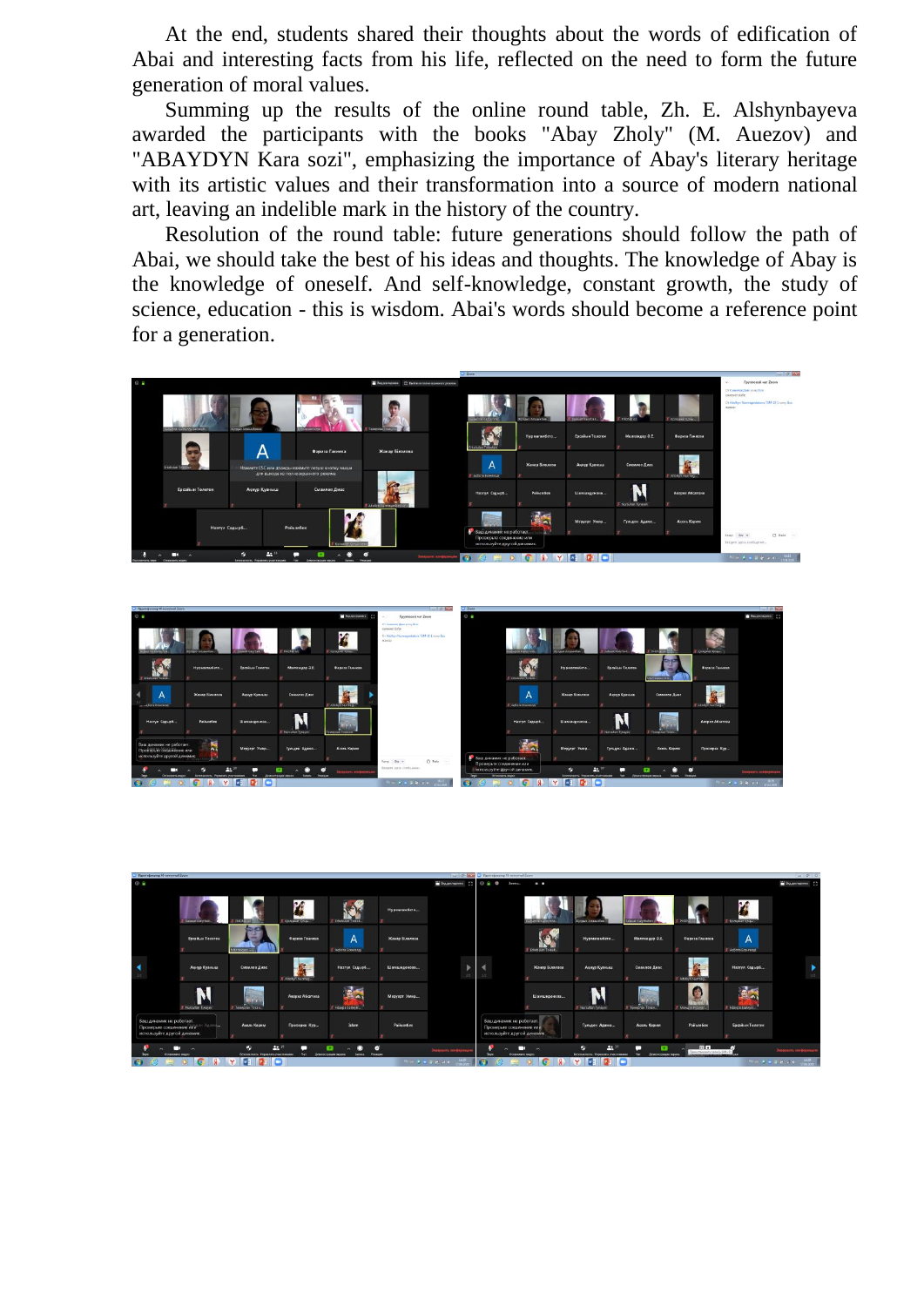At the end, students shared their thoughts about the words of edification of Abai and interesting facts from his life, reflected on the need to form the future generation of moral values.

Summing up the results of the online round table, Zh. E. Alshynbayeva awarded the participants with the books "Abay Zholy" (M. Auezov) and "ABAYDYN Kara sozi", emphasizing the importance of Abay's literary heritage with its artistic values and their transformation into a source of modern national art, leaving an indelible mark in the history of the country.

Resolution of the round table: future generations should follow the path of Abai, we should take the best of his ideas and thoughts. The knowledge of Abay is the knowledge of oneself. And self-knowledge, constant growth, the study of science, education - this is wisdom. Abai's words should become a reference point for a generation.